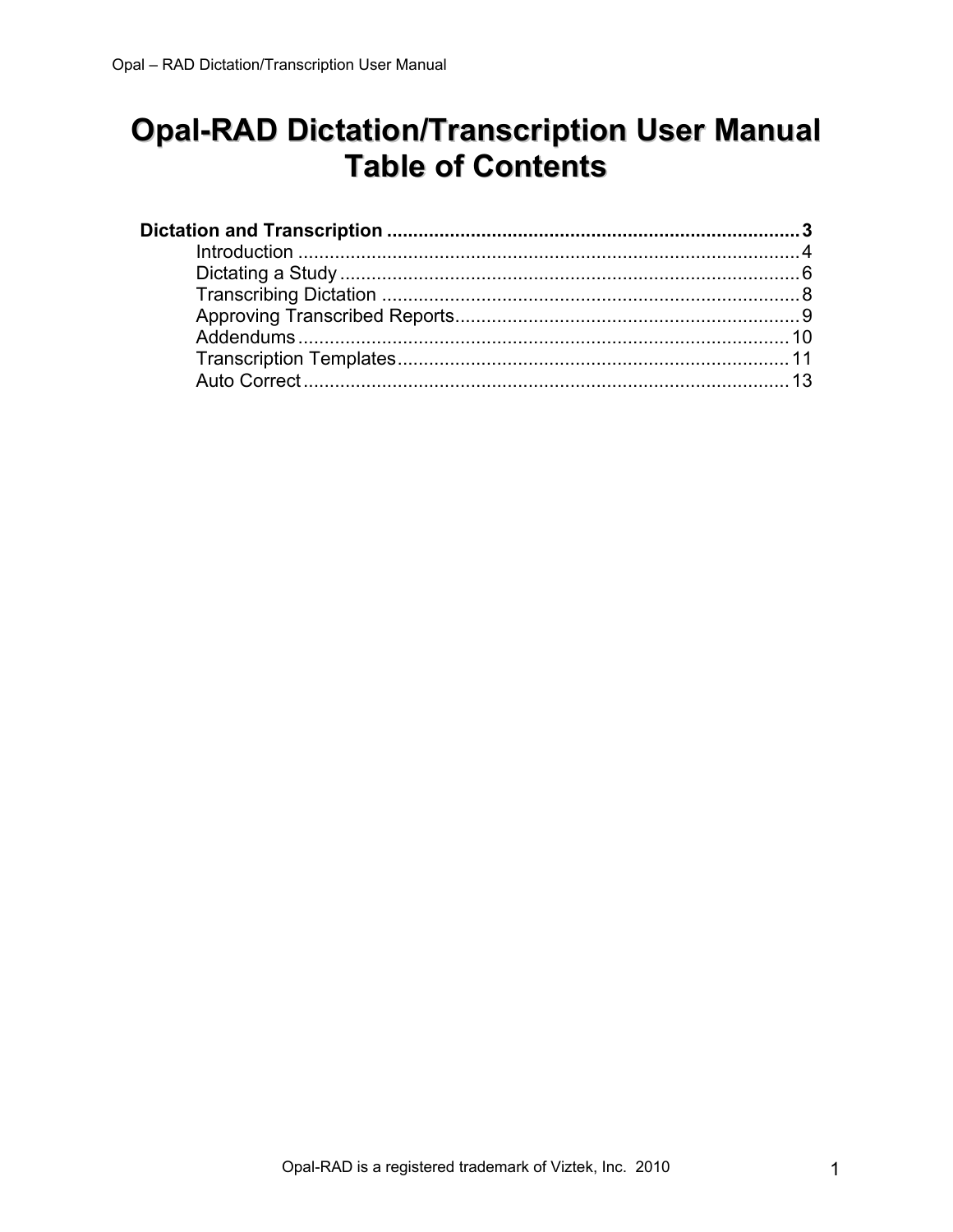# Opal-RAD Dictation/Transcription User Manual Table of Contents

**Dictation and Transcription** .......... 3

- Introduction .......... 4
- Dictating a Study .......... 6
- Transcribing Dictation .......... 8
- Approving Transcribed Reports .......... 9
- Addendums .......... 10
- Transcription Templates .......... 11
- Auto Correct .......... 13

Opal-RAD is a registered trademark of Viztek, Inc. 2010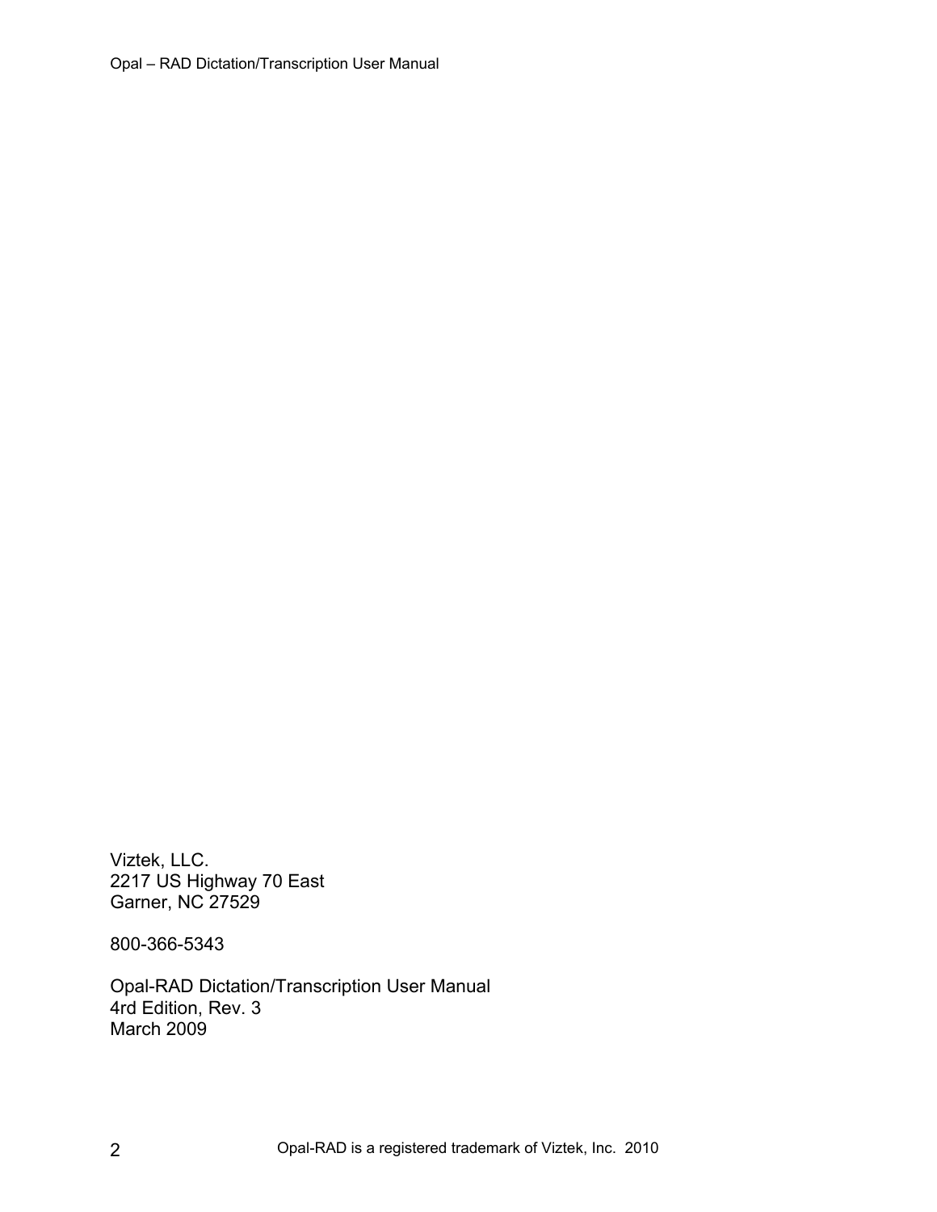Viztek, LLC.
2217 US Highway 70 East
Garner, NC 27529

800-366-5343

Opal-RAD Dictation/Transcription User Manual
4rd Edition, Rev. 3
March 2009

Opal-RAD is a registered trademark of Viztek, Inc. 2010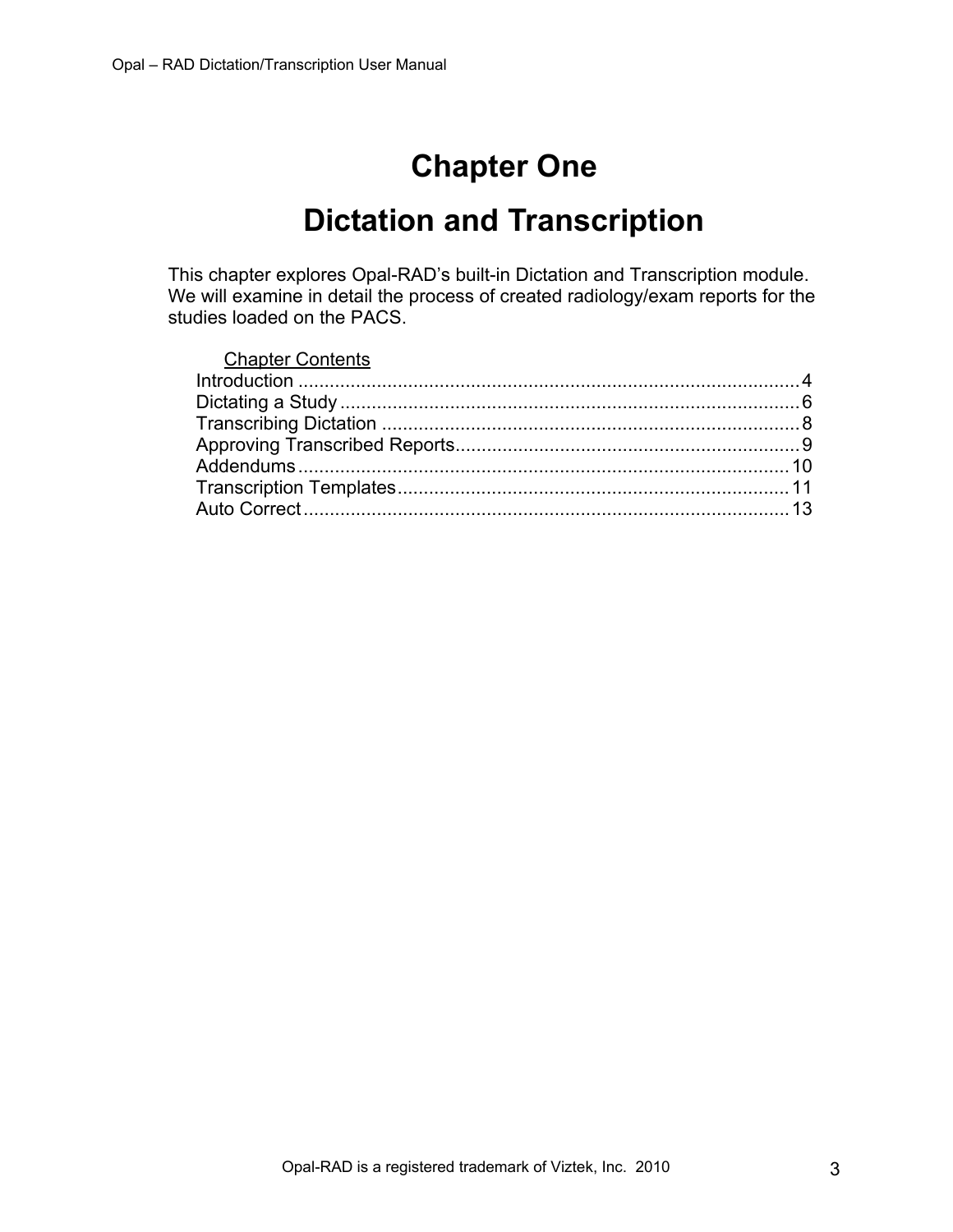# Chapter One

# Dictation and Transcription

This chapter explores Opal-RAD's built-in Dictation and Transcription module. We will examine in detail the process of created radiology/exam reports for the studies loaded on the PACS.

<u>Chapter Contents</u>

Introduction ........................................................ 4
Dictating a Study ................................................... 6
Transcribing Dictation .............................................. 8
Approving Transcribed Reports ....................................... 9
Addendums ........................................................... 10
Transcription Templates ............................................. 11
Auto Correct ........................................................ 13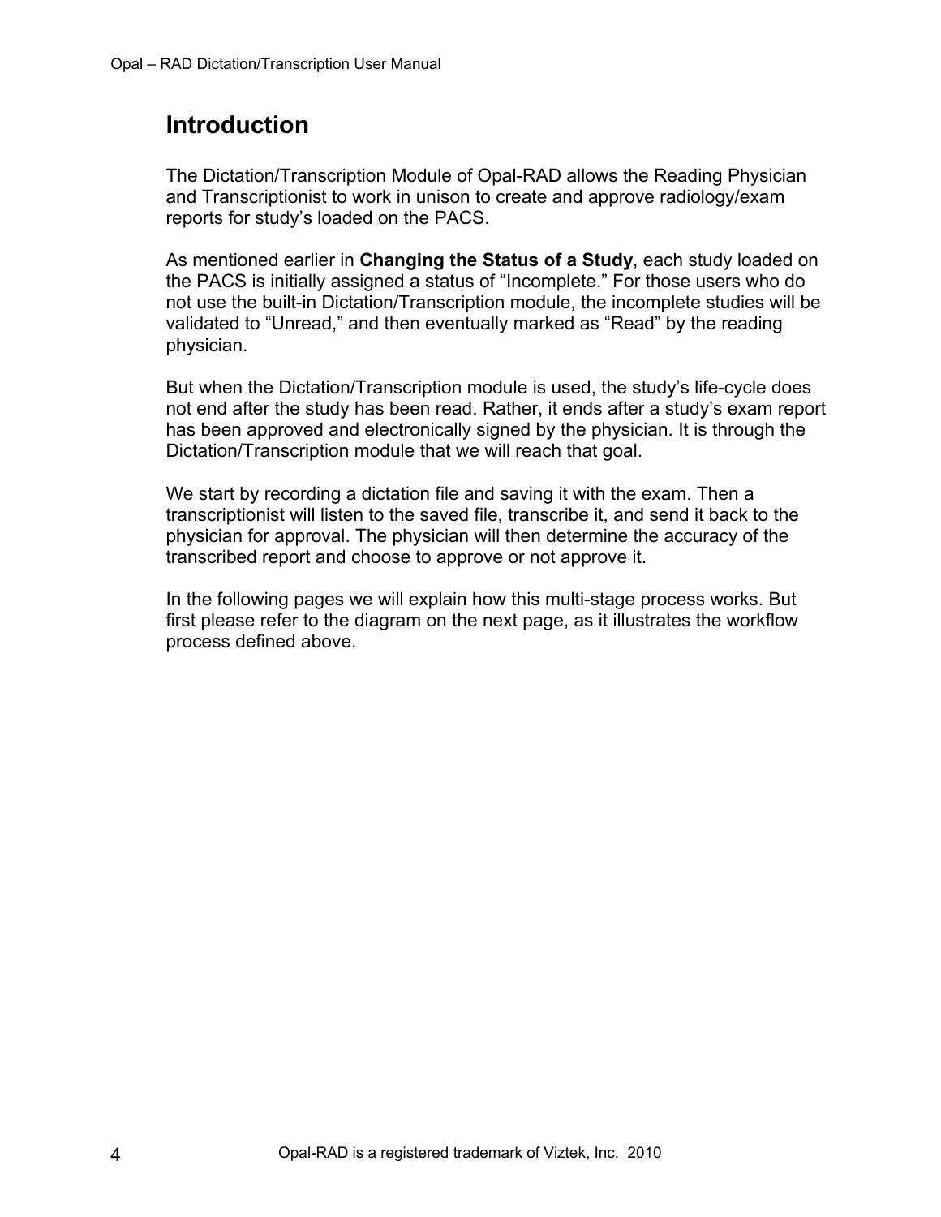# Introduction

The Dictation/Transcription Module of Opal-RAD allows the Reading Physician and Transcriptionist to work in unison to create and approve radiology/exam reports for study's loaded on the PACS.

As mentioned earlier in **Changing the Status of a Study**, each study loaded on the PACS is initially assigned a status of "Incomplete." For those users who do not use the built-in Dictation/Transcription module, the incomplete studies will be validated to "Unread," and then eventually marked as "Read" by the reading physician.

But when the Dictation/Transcription module is used, the study's life-cycle does not end after the study has been read. Rather, it ends after a study's exam report has been approved and electronically signed by the physician. It is through the Dictation/Transcription module that we will reach that goal.

We start by recording a dictation file and saving it with the exam. Then a transcriptionist will listen to the saved file, transcribe it, and send it back to the physician for approval. The physician will then determine the accuracy of the transcribed report and choose to approve or not approve it.

In the following pages we will explain how this multi-stage process works. But first please refer to the diagram on the next page, as it illustrates the workflow process defined above.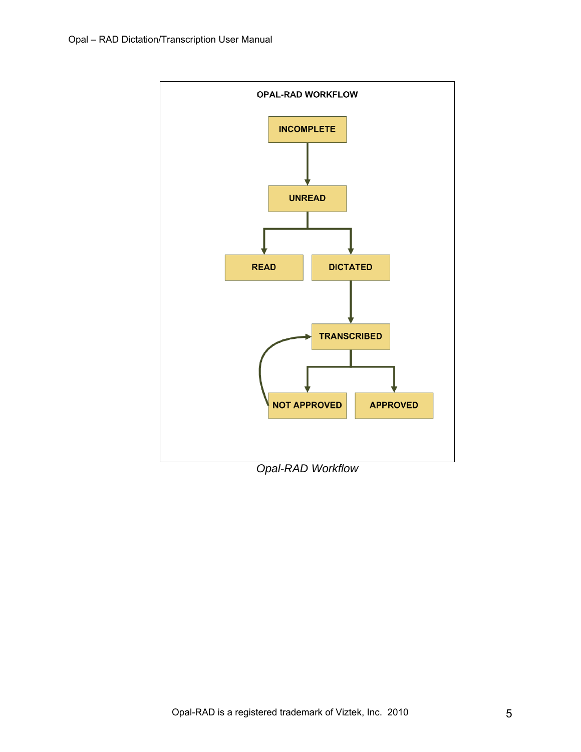OPAL-RAD WORKFLOW

INCOMPLETE → UNREAD

UNREAD → READ

UNREAD → DICTATED

DICTATED → TRANSCRIBED

TRANSCRIBED → NOT APPROVED

TRANSCRIBED → APPROVED

NOT APPROVED → TRANSCRIBED

*Opal-RAD Workflow*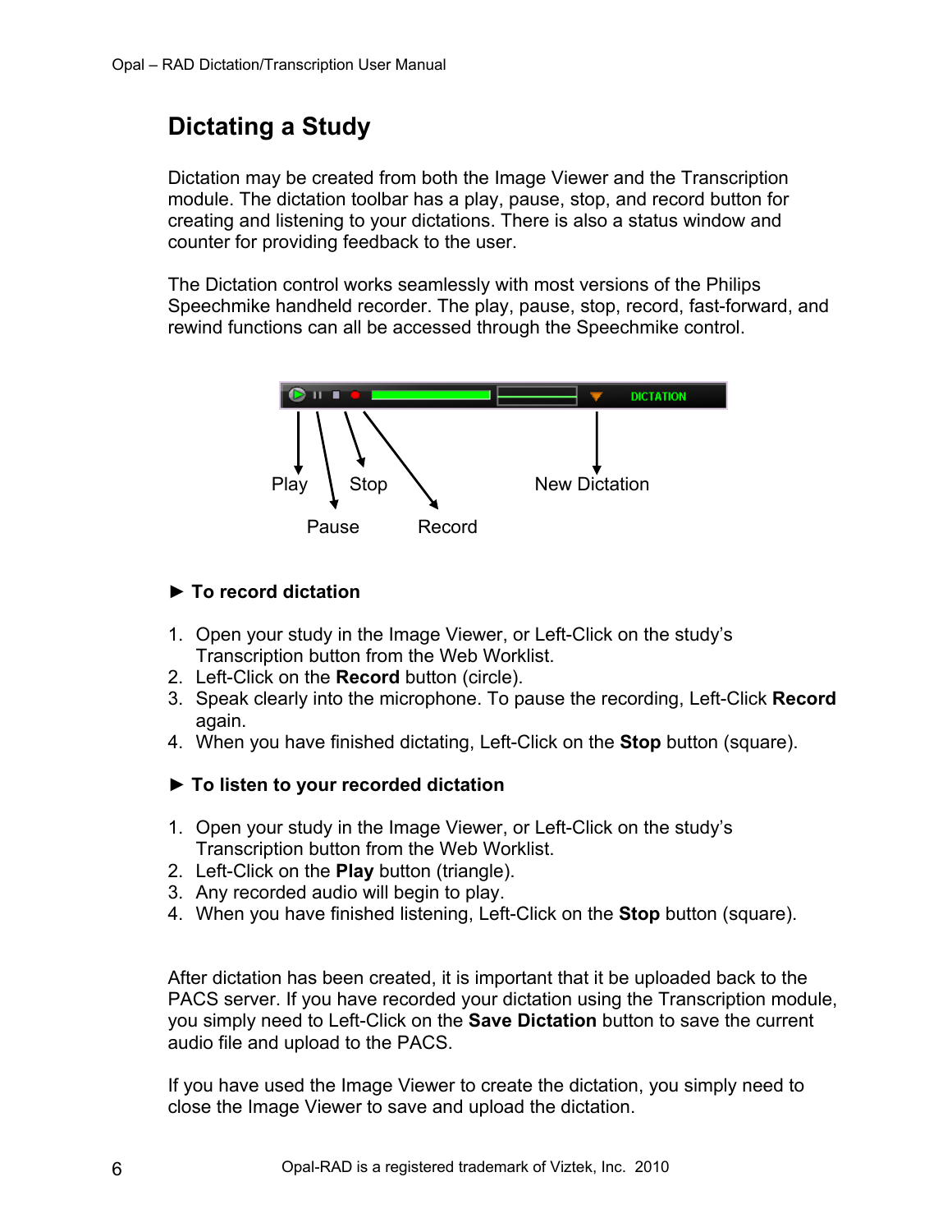# Dictating a Study

Dictation may be created from both the Image Viewer and the Transcription module. The dictation toolbar has a play, pause, stop, and record button for creating and listening to your dictations. There is also a status window and counter for providing feedback to the user.

The Dictation control works seamlessly with most versions of the Philips Speechmike handheld recorder. The play, pause, stop, record, fast-forward, and rewind functions can all be accessed through the Speechmike control.

Play Stop New Dictation

Pause Record

**► To record dictation**

1. Open your study in the Image Viewer, or Left-Click on the study's Transcription button from the Web Worklist.
2. Left-Click on the **Record** button (circle).
3. Speak clearly into the microphone. To pause the recording, Left-Click **Record** again.
4. When you have finished dictating, Left-Click on the **Stop** button (square).

**► To listen to your recorded dictation**

1. Open your study in the Image Viewer, or Left-Click on the study's Transcription button from the Web Worklist.
2. Left-Click on the **Play** button (triangle).
3. Any recorded audio will begin to play.
4. When you have finished listening, Left-Click on the **Stop** button (square).

After dictation has been created, it is important that it be uploaded back to the PACS server. If you have recorded your dictation using the Transcription module, you simply need to Left-Click on the **Save Dictation** button to save the current audio file and upload to the PACS.

If you have used the Image Viewer to create the dictation, you simply need to close the Image Viewer to save and upload the dictation.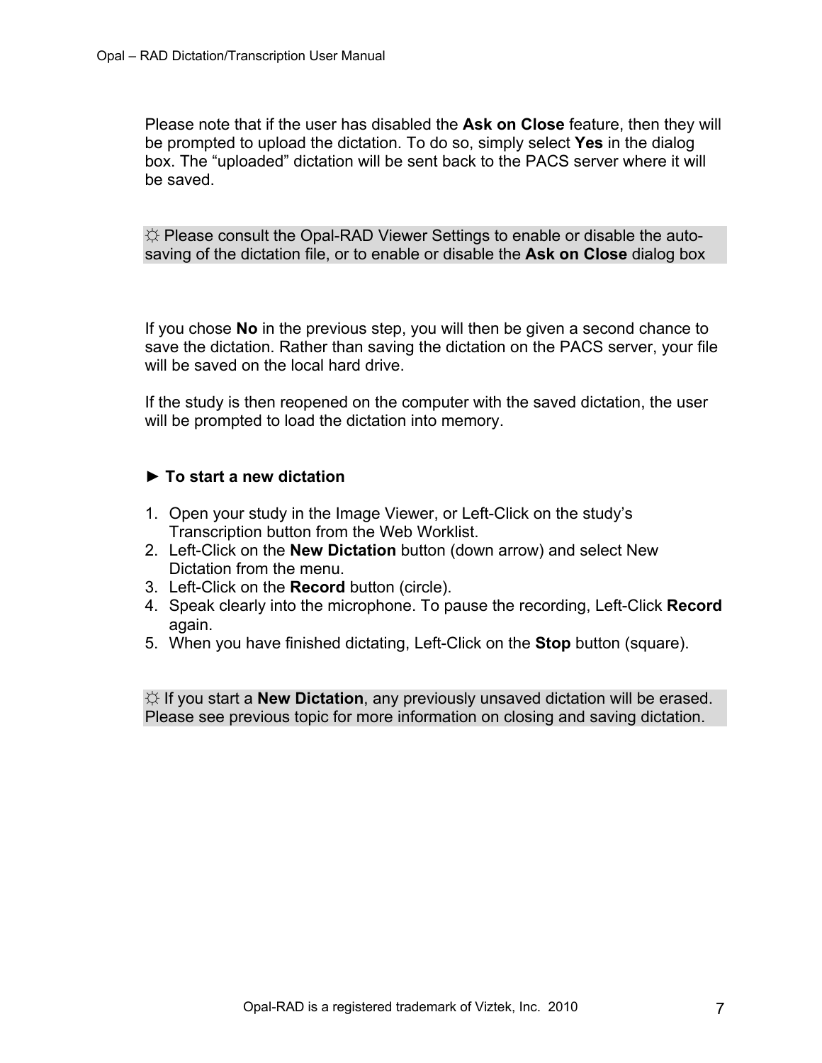Please note that if the user has disabled the **Ask on Close** feature, then they will be prompted to upload the dictation. To do so, simply select **Yes** in the dialog box. The "uploaded" dictation will be sent back to the PACS server where it will be saved.

☼ Please consult the Opal-RAD Viewer Settings to enable or disable the auto-saving of the dictation file, or to enable or disable the **Ask on Close** dialog box

If you chose **No** in the previous step, you will then be given a second chance to save the dictation. Rather than saving the dictation on the PACS server, your file will be saved on the local hard drive.

If the study is then reopened on the computer with the saved dictation, the user will be prompted to load the dictation into memory.

**► To start a new dictation**

1. Open your study in the Image Viewer, or Left-Click on the study's Transcription button from the Web Worklist.
2. Left-Click on the **New Dictation** button (down arrow) and select New Dictation from the menu.
3. Left-Click on the **Record** button (circle).
4. Speak clearly into the microphone. To pause the recording, Left-Click **Record** again.
5. When you have finished dictating, Left-Click on the **Stop** button (square).

☼ If you start a **New Dictation**, any previously unsaved dictation will be erased. Please see previous topic for more information on closing and saving dictation.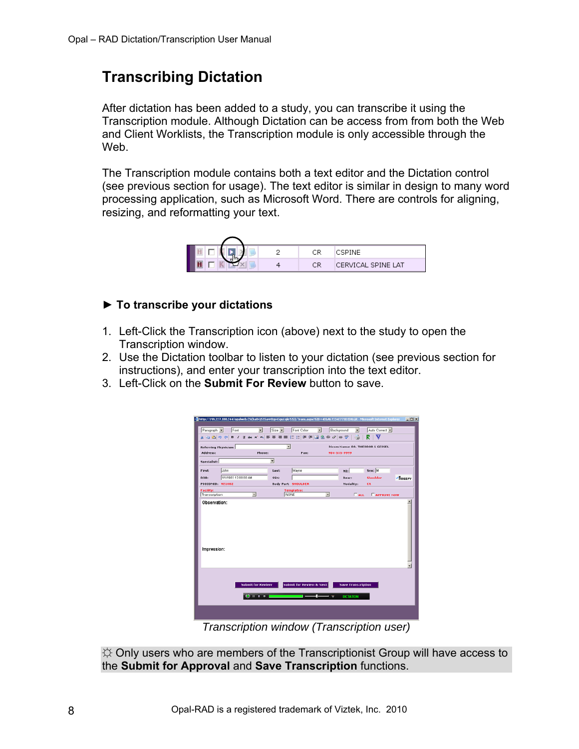# Transcribing Dictation

After dictation has been added to a study, you can transcribe it using the Transcription module. Although Dictation can be access from from both the Web and Client Worklists, the Transcription module is only accessible through the Web.

The Transcription module contains both a text editor and the Dictation control (see previous section for usage). The text editor is similar in design to many word processing application, such as Microsoft Word. There are controls for aligning, resizing, and reformatting your text.

### ► To transcribe your dictations

1. Left-Click the Transcription icon (above) next to the study to open the Transcription window.
2. Use the Dictation toolbar to listen to your dictation (see previous section for instructions), and enter your transcription into the text editor.
3. Left-Click on the **Submit For Review** button to save.

*Transcription window (Transcription user)*

☼ Only users who are members of the Transcriptionist Group will have access to the **Submit for Approval** and **Save Transcription** functions.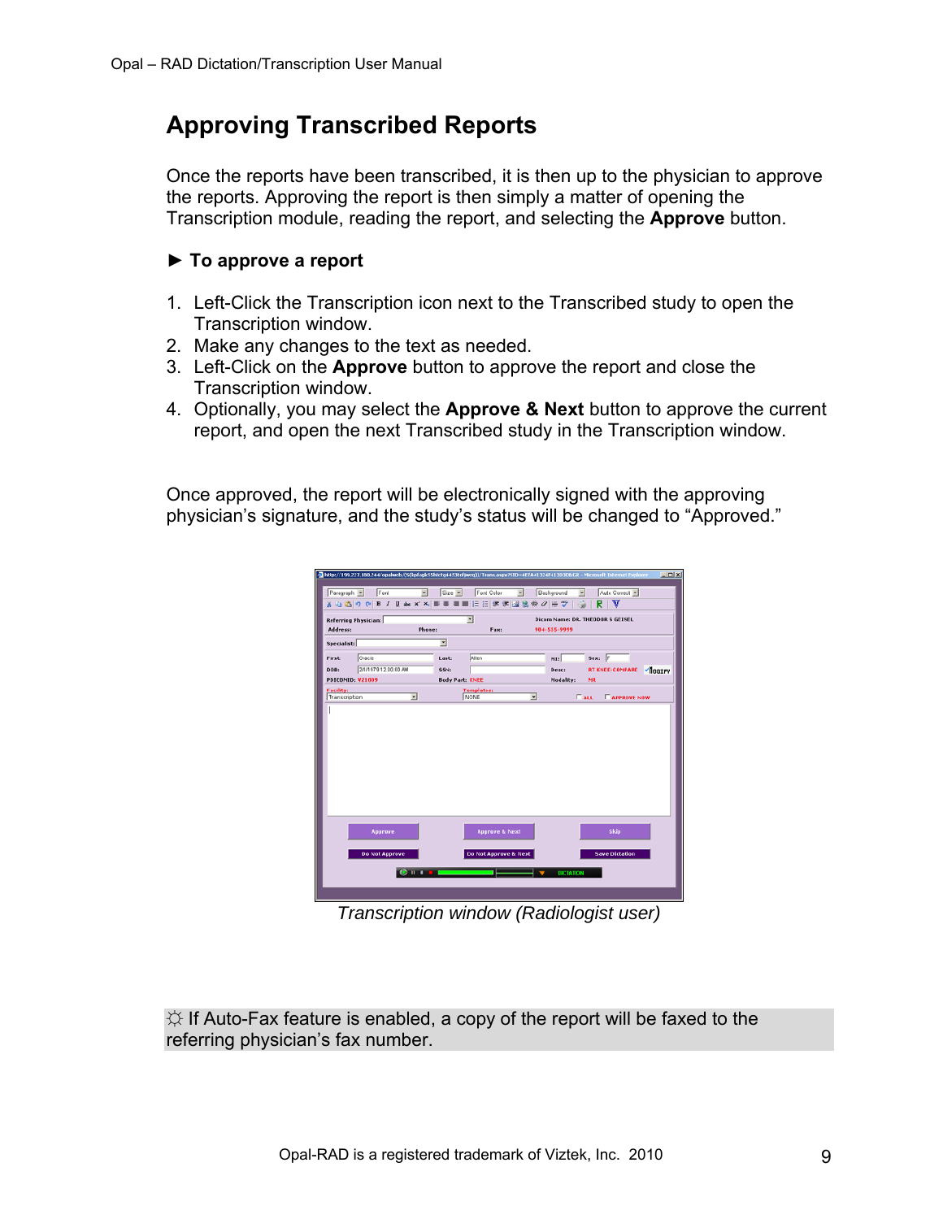## Approving Transcribed Reports

Once the reports have been transcribed, it is then up to the physician to approve the reports. Approving the report is then simply a matter of opening the Transcription module, reading the report, and selecting the **Approve** button.

► **To approve a report**

1. Left-Click the Transcription icon next to the Transcribed study to open the Transcription window.
2. Make any changes to the text as needed.
3. Left-Click on the **Approve** button to approve the report and close the Transcription window.
4. Optionally, you may select the **Approve & Next** button to approve the current report, and open the next Transcribed study in the Transcription window.

Once approved, the report will be electronically signed with the approving physician's signature, and the study's status will be changed to "Approved."

*Transcription window (Radiologist user)*

☼ If Auto-Fax feature is enabled, a copy of the report will be faxed to the referring physician's fax number.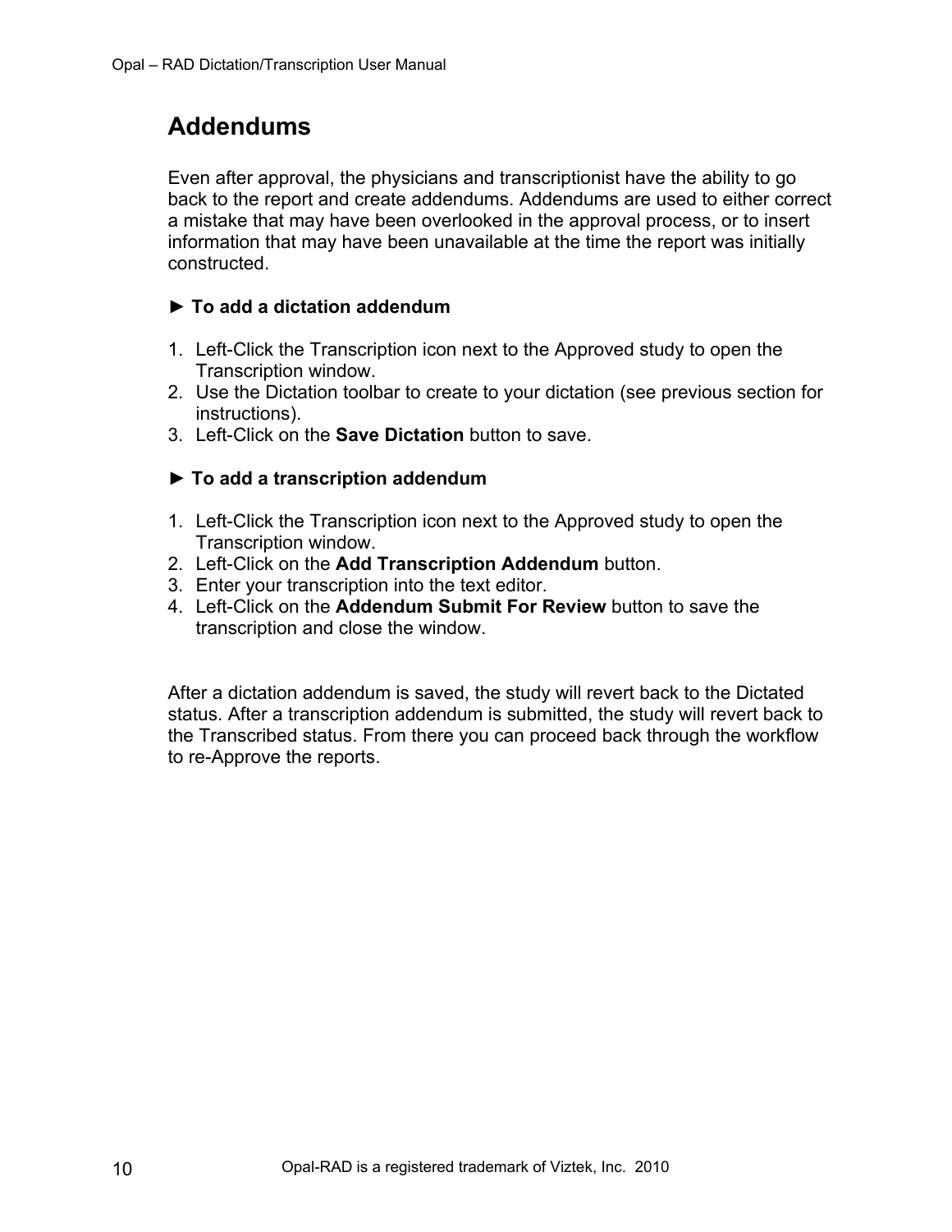# Addendums

Even after approval, the physicians and transcriptionist have the ability to go back to the report and create addendums. Addendums are used to either correct a mistake that may have been overlooked in the approval process, or to insert information that may have been unavailable at the time the report was initially constructed.

**► To add a dictation addendum**

1. Left-Click the Transcription icon next to the Approved study to open the Transcription window.
2. Use the Dictation toolbar to create to your dictation (see previous section for instructions).
3. Left-Click on the **Save Dictation** button to save.

**► To add a transcription addendum**

1. Left-Click the Transcription icon next to the Approved study to open the Transcription window.
2. Left-Click on the **Add Transcription Addendum** button.
3. Enter your transcription into the text editor.
4. Left-Click on the **Addendum Submit For Review** button to save the transcription and close the window.

After a dictation addendum is saved, the study will revert back to the Dictated status. After a transcription addendum is submitted, the study will revert back to the Transcribed status. From there you can proceed back through the workflow to re-Approve the reports.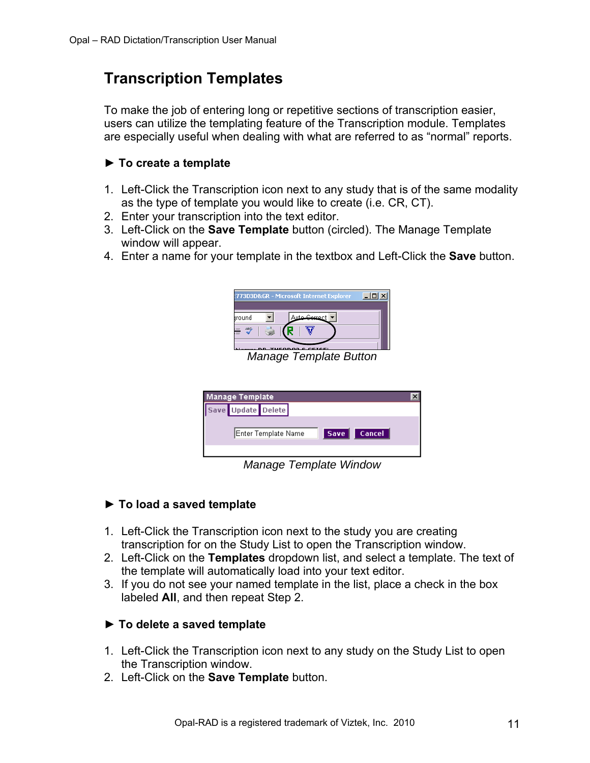## Transcription Templates

To make the job of entering long or repetitive sections of transcription easier, users can utilize the templating feature of the Transcription module. Templates are especially useful when dealing with what are referred to as "normal" reports.

### ► To create a template

1. Left-Click the Transcription icon next to any study that is of the same modality as the type of template you would like to create (i.e. CR, CT).
2. Enter your transcription into the text editor.
3. Left-Click on the **Save Template** button (circled). The Manage Template window will appear.
4. Enter a name for your template in the textbox and Left-Click the **Save** button.

*Manage Template Button*

*Manage Template Window*

### ► To load a saved template

1. Left-Click the Transcription icon next to the study you are creating transcription for on the Study List to open the Transcription window.
2. Left-Click on the **Templates** dropdown list, and select a template. The text of the template will automatically load into your text editor.
3. If you do not see your named template in the list, place a check in the box labeled **All**, and then repeat Step 2.

### ► To delete a saved template

1. Left-Click the Transcription icon next to any study on the Study List to open the Transcription window.
2. Left-Click on the **Save Template** button.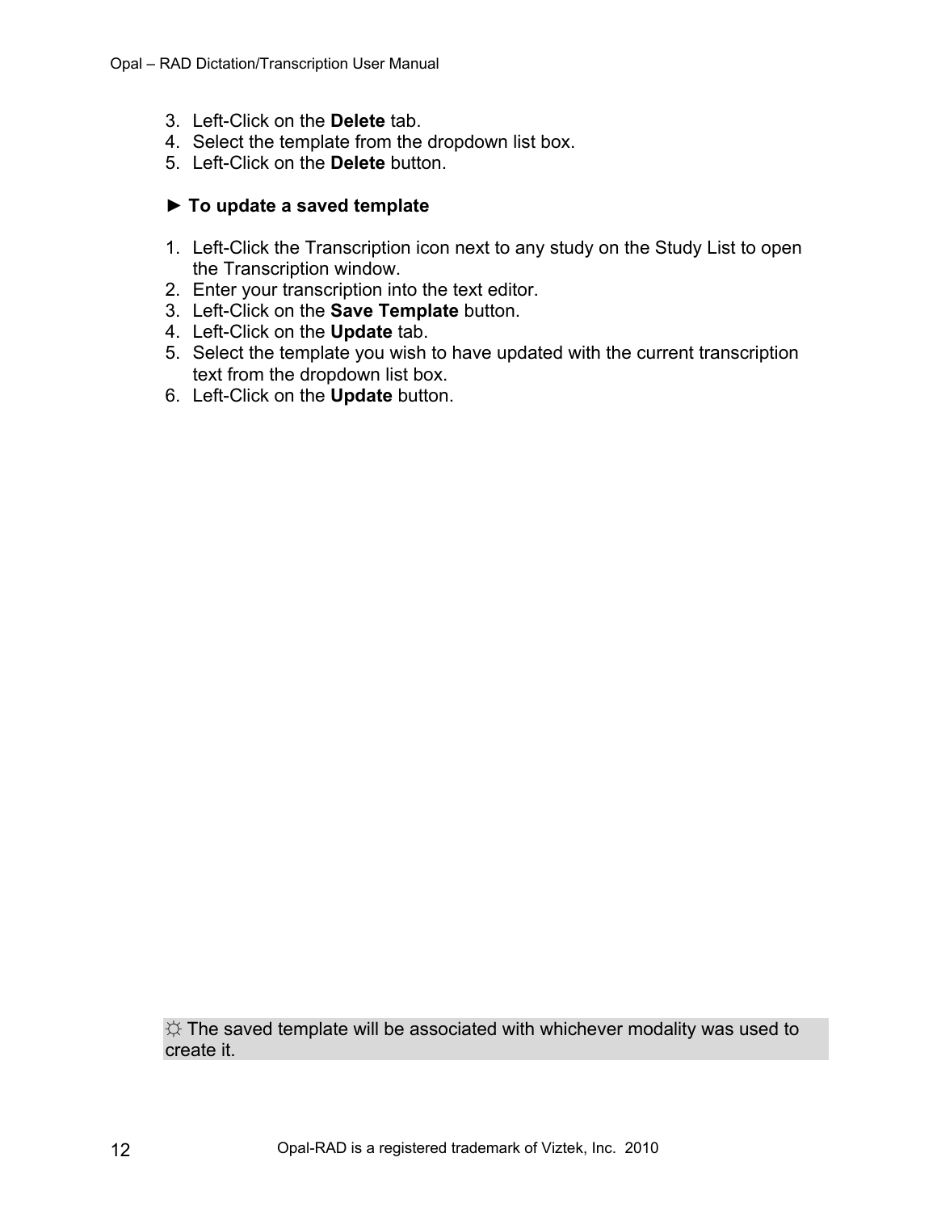3. Left-Click on the **Delete** tab.
4. Select the template from the dropdown list box.
5. Left-Click on the **Delete** button.

**► To update a saved template**

1. Left-Click the Transcription icon next to any study on the Study List to open the Transcription window.
2. Enter your transcription into the text editor.
3. Left-Click on the **Save Template** button.
4. Left-Click on the **Update** tab.
5. Select the template you wish to have updated with the current transcription text from the dropdown list box.
6. Left-Click on the **Update** button.

☼ The saved template will be associated with whichever modality was used to create it.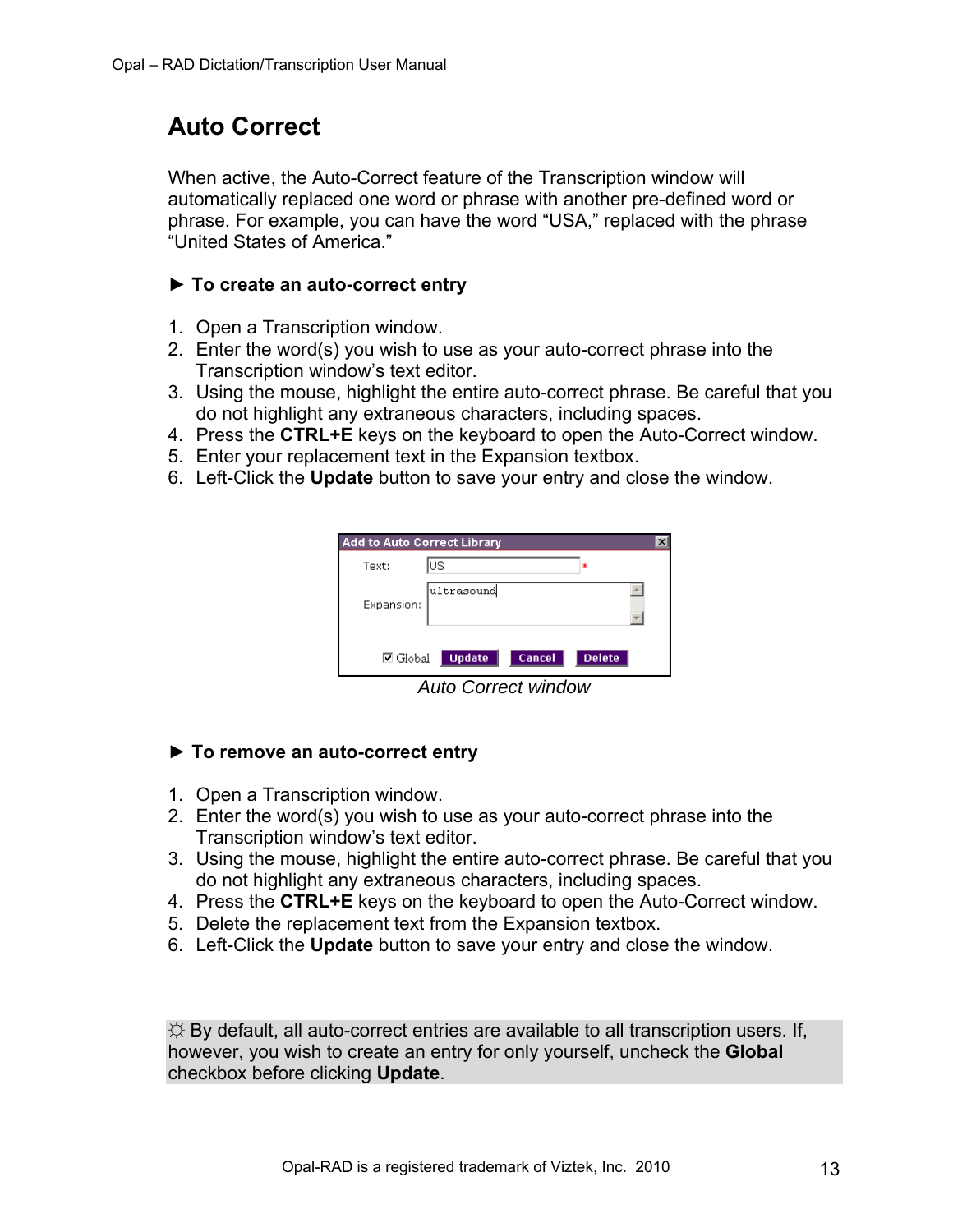## Auto Correct

When active, the Auto-Correct feature of the Transcription window will automatically replaced one word or phrase with another pre-defined word or phrase. For example, you can have the word "USA," replaced with the phrase "United States of America."

**► To create an auto-correct entry**

1. Open a Transcription window.
2. Enter the word(s) you wish to use as your auto-correct phrase into the Transcription window's text editor.
3. Using the mouse, highlight the entire auto-correct phrase. Be careful that you do not highlight any extraneous characters, including spaces.
4. Press the **CTRL+E** keys on the keyboard to open the Auto-Correct window.
5. Enter your replacement text in the Expansion textbox.
6. Left-Click the **Update** button to save your entry and close the window.

*Auto Correct window*

**► To remove an auto-correct entry**

1. Open a Transcription window.
2. Enter the word(s) you wish to use as your auto-correct phrase into the Transcription window's text editor.
3. Using the mouse, highlight the entire auto-correct phrase. Be careful that you do not highlight any extraneous characters, including spaces.
4. Press the **CTRL+E** keys on the keyboard to open the Auto-Correct window.
5. Delete the replacement text from the Expansion textbox.
6. Left-Click the **Update** button to save your entry and close the window.

☼ By default, all auto-correct entries are available to all transcription users. If, however, you wish to create an entry for only yourself, uncheck the **Global** checkbox before clicking **Update**.